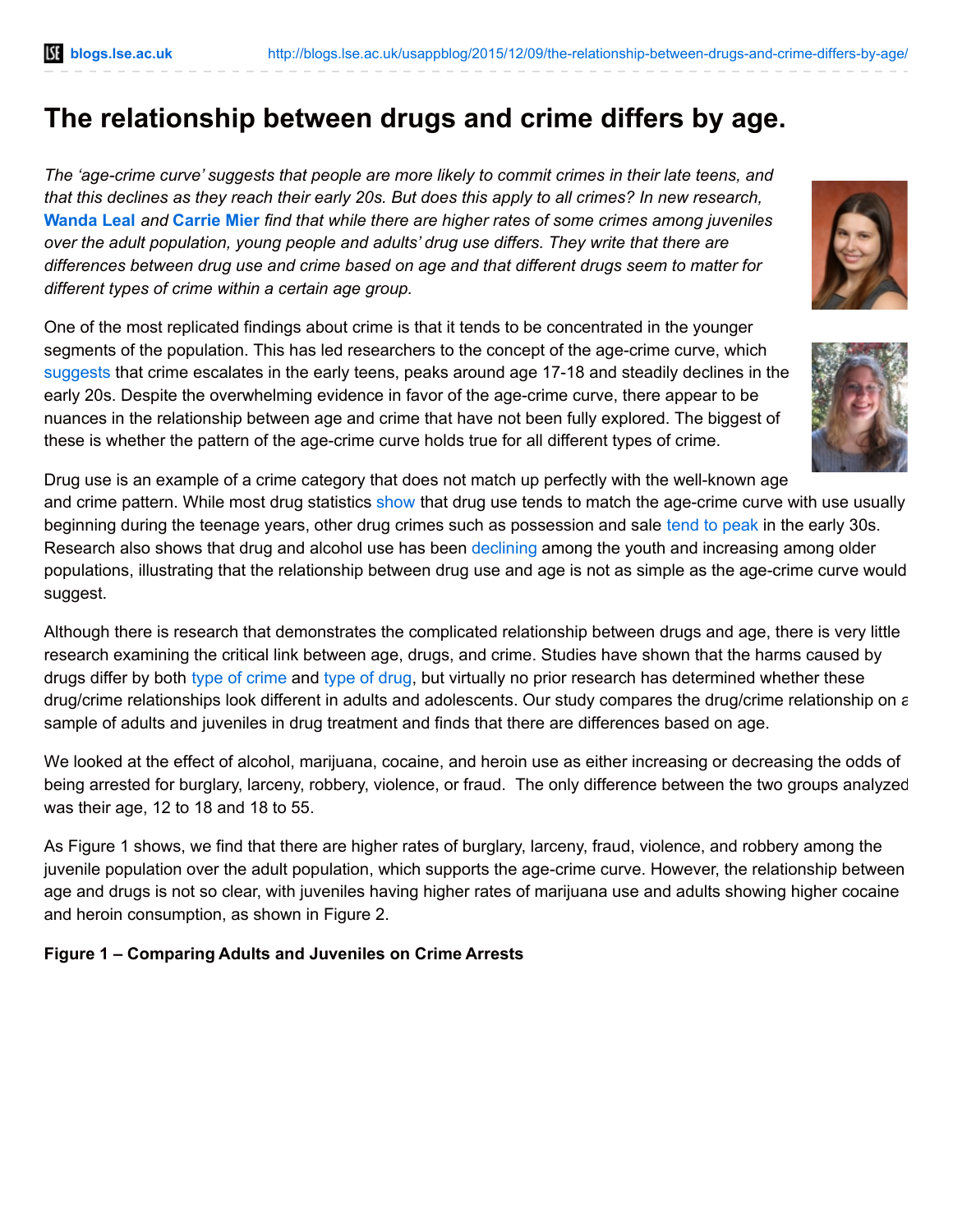# The relationship between drugs and crime differs by age.

*The 'age-crime curve' suggests that people are more likely to commit crimes in their late teens, and that this declines as they reach their early 20s. But does this apply to all crimes? In new research,* **Wanda Leal** *and* **Carrie Mier** *find that while there are higher rates of some crimes among juveniles over the adult population, young people and adults' drug use differs. They write that there are differences between drug use and crime based on age and that different drugs seem to matter for different types of crime within a certain age group.*

One of the most replicated findings about crime is that it tends to be concentrated in the younger segments of the population. This has led researchers to the concept of the age-crime curve, which suggests that crime escalates in the early teens, peaks around age 17-18 and steadily declines in the early 20s. Despite the overwhelming evidence in favor of the age-crime curve, there appear to be nuances in the relationship between age and crime that have not been fully explored. The biggest of these is whether the pattern of the age-crime curve holds true for all different types of crime.

Drug use is an example of a crime category that does not match up perfectly with the well-known age and crime pattern. While most drug statistics show that drug use tends to match the age-crime curve with use usually beginning during the teenage years, other drug crimes such as possession and sale tend to peak in the early 30s. Research also shows that drug and alcohol use has been declining among the youth and increasing among older populations, illustrating that the relationship between drug use and age is not as simple as the age-crime curve would suggest.

Although there is research that demonstrates the complicated relationship between drugs and age, there is very little research examining the critical link between age, drugs, and crime. Studies have shown that the harms caused by drugs differ by both type of crime and type of drug, but virtually no prior research has determined whether these drug/crime relationships look different in adults and adolescents. Our study compares the drug/crime relationship on a sample of adults and juveniles in drug treatment and finds that there are differences based on age.

We looked at the effect of alcohol, marijuana, cocaine, and heroin use as either increasing or decreasing the odds of being arrested for burglary, larceny, robbery, violence, or fraud. The only difference between the two groups analyzed was their age, 12 to 18 and 18 to 55.

As Figure 1 shows, we find that there are higher rates of burglary, larceny, fraud, violence, and robbery among the juvenile population over the adult population, which supports the age-crime curve. However, the relationship between age and drugs is not so clear, with juveniles having higher rates of marijuana use and adults showing higher cocaine and heroin consumption, as shown in Figure 2.

**Figure 1 – Comparing Adults and Juveniles on Crime Arrests**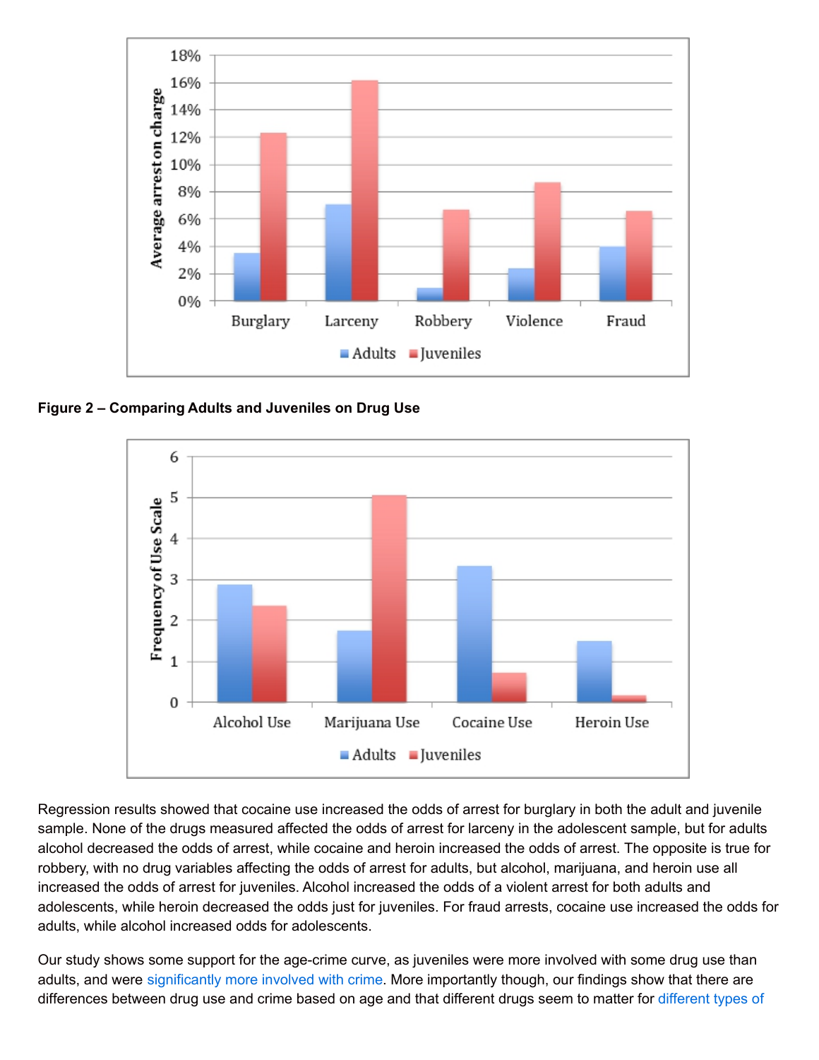**Figure 2 – Comparing Adults and Juveniles on Drug Use**

Regression results showed that cocaine use increased the odds of arrest for burglary in both the adult and juvenile sample. None of the drugs measured affected the odds of arrest for larceny in the adolescent sample, but for adults alcohol decreased the odds of arrest, while cocaine and heroin increased the odds of arrest. The opposite is true for robbery, with no drug variables affecting the odds of arrest for adults, but alcohol, marijuana, and heroin use all increased the odds of arrest for juveniles. Alcohol increased the odds of a violent arrest for both adults and adolescents, while heroin decreased the odds just for juveniles. For fraud arrests, cocaine use increased the odds for adults, while alcohol increased odds for adolescents.

Our study shows some support for the age-crime curve, as juveniles were more involved with some drug use than adults, and were significantly more involved with crime. More importantly though, our findings show that there are differences between drug use and crime based on age and that different drugs seem to matter for different types of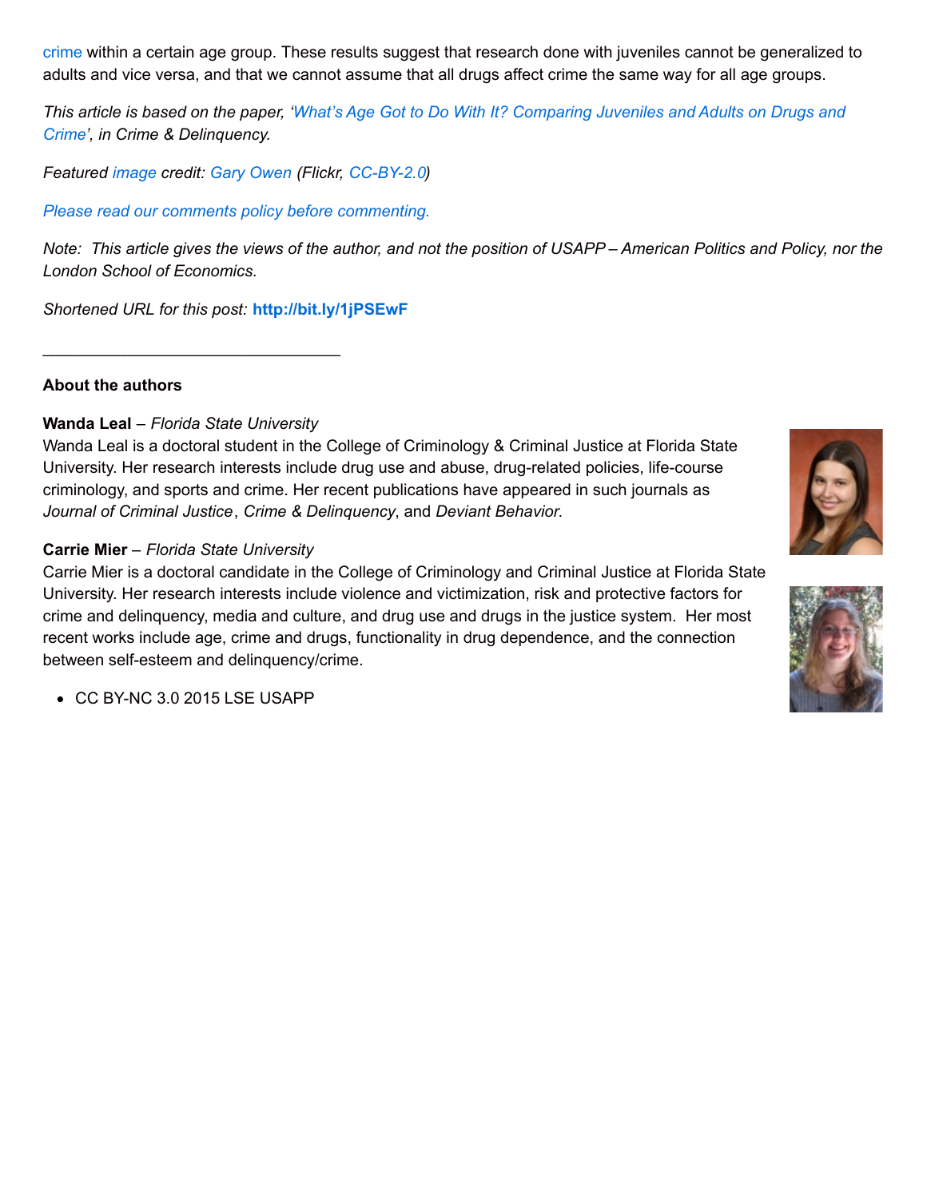crime within a certain age group. These results suggest that research done with juveniles cannot be generalized to adults and vice versa, and that we cannot assume that all drugs affect crime the same way for all age groups.

*This article is based on the paper, 'What's Age Got to Do With It? Comparing Juveniles and Adults on Drugs and Crime', in Crime & Delinquency.*

*Featured image credit: Gary Owen (Flickr, CC-BY-2.0)*

*Please read our comments policy before commenting.*

*Note: This article gives the views of the author, and not the position of USAPP – American Politics and Policy, nor the London School of Economics.*

*Shortened URL for this post:* **http://bit.ly/1jPSEwF**

---

**About the authors**

**Wanda Leal** – *Florida State University*
Wanda Leal is a doctoral student in the College of Criminology & Criminal Justice at Florida State University. Her research interests include drug use and abuse, drug-related policies, life-course criminology, and sports and crime. Her recent publications have appeared in such journals as *Journal of Criminal Justice*, *Crime & Delinquency*, and *Deviant Behavior*.

**Carrie Mier** – *Florida State University*
Carrie Mier is a doctoral candidate in the College of Criminology and Criminal Justice at Florida State University. Her research interests include violence and victimization, risk and protective factors for crime and delinquency, media and culture, and drug use and drugs in the justice system. Her most recent works include age, crime and drugs, functionality in drug dependence, and the connection between self-esteem and delinquency/crime.

- CC BY-NC 3.0 2015 LSE USAPP